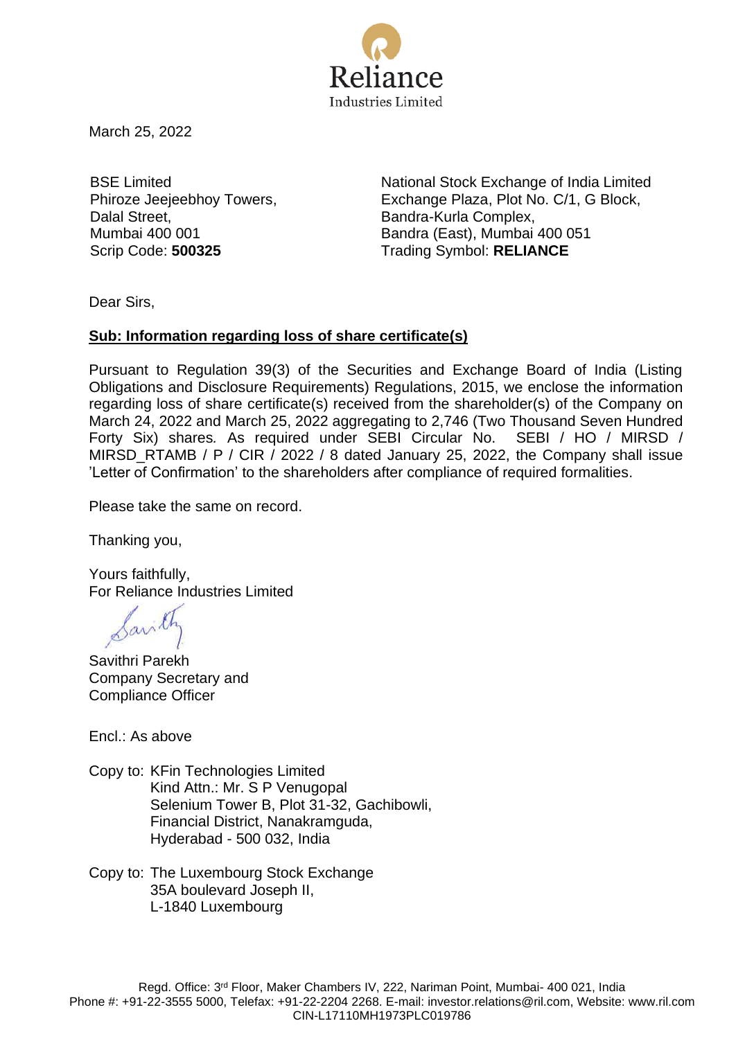March 25, 2022

BSE Limited
Phiroze Jeejeebhoy Towers,
Dalal Street,
Mumbai 400 001
Scrip Code: **500325**

National Stock Exchange of India Limited
Exchange Plaza, Plot No. C/1, G Block,
Bandra-Kurla Complex,
Bandra (East), Mumbai 400 051
Trading Symbol: **RELIANCE**

Dear Sirs,

**Sub: Information regarding loss of share certificate(s)**

Pursuant to Regulation 39(3) of the Securities and Exchange Board of India (Listing Obligations and Disclosure Requirements) Regulations, 2015, we enclose the information regarding loss of share certificate(s) received from the shareholder(s) of the Company on March 24, 2022 and March 25, 2022 aggregating to 2,746 (Two Thousand Seven Hundred Forty Six) shares. As required under SEBI Circular No. SEBI / HO / MIRSD / MIRSD_RTAMB / P / CIR / 2022 / 8 dated January 25, 2022, the Company shall issue 'Letter of Confirmation' to the shareholders after compliance of required formalities.

Please take the same on record.

Thanking you,

Yours faithfully,
For Reliance Industries Limited

Savithri Parekh
Company Secretary and
Compliance Officer

Encl.: As above

Copy to: KFin Technologies Limited
Kind Attn.: Mr. S P Venugopal
Selenium Tower B, Plot 31-32, Gachibowli,
Financial District, Nanakramguda,
Hyderabad - 500 032, India

Copy to: The Luxembourg Stock Exchange
35A boulevard Joseph II,
L-1840 Luxembourg

Regd. Office: 3rd Floor, Maker Chambers IV, 222, Nariman Point, Mumbai- 400 021, India
Phone #: +91-22-3555 5000, Telefax: +91-22-2204 2268. E-mail: investor.relations@ril.com, Website: www.ril.com
CIN-L17110MH1973PLC019786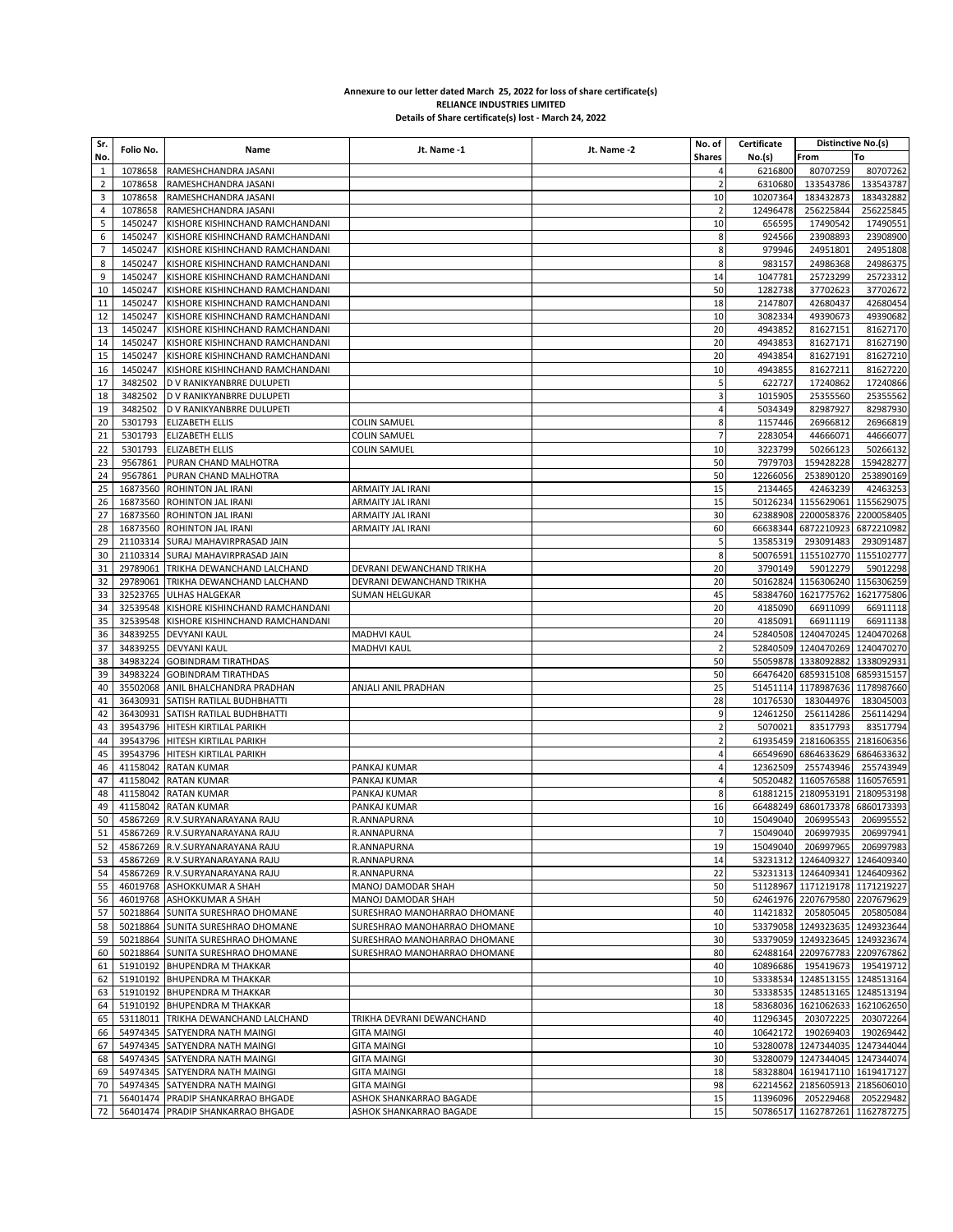**Annexure to our letter dated March 25, 2022 for loss of share certificate(s)**
**RELIANCE INDUSTRIES LIMITED**
**Details of Share certificate(s) lost - March 24, 2022**

| Sr. No. | Folio No. | Name | Jt. Name -1 | Jt. Name -2 | No. of Shares | Certificate No.(s) | Distinctive No.(s) | |
|---|---|---|---|---|---|---|---|---|
| | | | | | | | From | To |
| 1 | 1078658 | RAMESHCHANDRA JASANI | | | 4 | 6216800 | 80707259 | 80707262 |
| 2 | 1078658 | RAMESHCHANDRA JASANI | | | 2 | 6310680 | 133543786 | 133543787 |
| 3 | 1078658 | RAMESHCHANDRA JASANI | | | 10 | 10207364 | 183432873 | 183432882 |
| 4 | 1078658 | RAMESHCHANDRA JASANI | | | 2 | 12496478 | 256225844 | 256225845 |
| 5 | 1450247 | KISHORE KISHINCHAND RAMCHANDANI | | | 10 | 656595 | 17490542 | 17490551 |
| 6 | 1450247 | KISHORE KISHINCHAND RAMCHANDANI | | | 8 | 924566 | 23908893 | 23908900 |
| 7 | 1450247 | KISHORE KISHINCHAND RAMCHANDANI | | | 8 | 979946 | 24951801 | 24951808 |
| 8 | 1450247 | KISHORE KISHINCHAND RAMCHANDANI | | | 8 | 983157 | 24986368 | 24986375 |
| 9 | 1450247 | KISHORE KISHINCHAND RAMCHANDANI | | | 14 | 1047781 | 25723299 | 25723312 |
| 10 | 1450247 | KISHORE KISHINCHAND RAMCHANDANI | | | 50 | 1282738 | 37702623 | 37702672 |
| 11 | 1450247 | KISHORE KISHINCHAND RAMCHANDANI | | | 18 | 2147807 | 42680437 | 42680454 |
| 12 | 1450247 | KISHORE KISHINCHAND RAMCHANDANI | | | 10 | 3082334 | 49390673 | 49390682 |
| 13 | 1450247 | KISHORE KISHINCHAND RAMCHANDANI | | | 20 | 4943852 | 81627151 | 81627170 |
| 14 | 1450247 | KISHORE KISHINCHAND RAMCHANDANI | | | 20 | 4943853 | 81627171 | 81627190 |
| 15 | 1450247 | KISHORE KISHINCHAND RAMCHANDANI | | | 20 | 4943854 | 81627191 | 81627210 |
| 16 | 1450247 | KISHORE KISHINCHAND RAMCHANDANI | | | 10 | 4943855 | 81627211 | 81627220 |
| 17 | 3482502 | D V RANIKYANBRRE DULUPETI | | | 5 | 622727 | 17240862 | 17240866 |
| 18 | 3482502 | D V RANIKYANBRRE DULUPETI | | | 3 | 1015905 | 25355560 | 25355562 |
| 19 | 3482502 | D V RANIKYANBRRE DULUPETI | | | 4 | 5034349 | 82987927 | 82987930 |
| 20 | 5301793 | ELIZABETH ELLIS | COLIN SAMUEL | | 8 | 1157446 | 26966812 | 26966819 |
| 21 | 5301793 | ELIZABETH ELLIS | COLIN SAMUEL | | 7 | 2283054 | 44666071 | 44666077 |
| 22 | 5301793 | ELIZABETH ELLIS | COLIN SAMUEL | | 10 | 3223799 | 50266123 | 50266132 |
| 23 | 9567861 | PURAN CHAND MALHOTRA | | | 50 | 7979703 | 159428228 | 159428277 |
| 24 | 9567861 | PURAN CHAND MALHOTRA | | | 50 | 12266056 | 253890120 | 253890169 |
| 25 | 16873560 | ROHINTON JAL IRANI | ARMAITY JAL IRANI | | 15 | 2134465 | 42463239 | 42463253 |
| 26 | 16873560 | ROHINTON JAL IRANI | ARMAITY JAL IRANI | | 15 | 50126234 | 1155629061 | 1155629075 |
| 27 | 16873560 | ROHINTON JAL IRANI | ARMAITY JAL IRANI | | 30 | 62388908 | 2200058376 | 2200058405 |
| 28 | 16873560 | ROHINTON JAL IRANI | ARMAITY JAL IRANI | | 60 | 66638344 | 6872210923 | 6872210982 |
| 29 | 21103314 | SURAJ MAHAVIRPRASAD JAIN | | | 5 | 13585319 | 293091483 | 293091487 |
| 30 | 21103314 | SURAJ MAHAVIRPRASAD JAIN | | | 8 | 50076591 | 1155102770 | 1155102777 |
| 31 | 29789061 | TRIKHA DEWANCHAND LALCHAND | DEVRANI DEWANCHAND TRIKHA | | 20 | 3790149 | 59012279 | 59012298 |
| 32 | 29789061 | TRIKHA DEWANCHAND LALCHAND | DEVRANI DEWANCHAND TRIKHA | | 20 | 50162824 | 1156306240 | 1156306259 |
| 33 | 32523765 | ULHAS HALGEKAR | SUMAN HELGUKAR | | 45 | 58384760 | 1621775762 | 1621775806 |
| 34 | 32539548 | KISHORE KISHINCHAND RAMCHANDANI | | | 20 | 4185090 | 66911099 | 66911118 |
| 35 | 32539548 | KISHORE KISHINCHAND RAMCHANDANI | | | 20 | 4185091 | 66911119 | 66911138 |
| 36 | 34839255 | DEVYANI KAUL | MADHVI KAUL | | 24 | 52840508 | 1240470245 | 1240470268 |
| 37 | 34839255 | DEVYANI KAUL | MADHVI KAUL | | 2 | 52840509 | 1240470269 | 1240470270 |
| 38 | 34983224 | GOBINDRAM TIRATHDAS | | | 50 | 55059878 | 1338092882 | 1338092931 |
| 39 | 34983224 | GOBINDRAM TIRATHDAS | | | 50 | 66476420 | 6859315108 | 6859315157 |
| 40 | 35502068 | ANIL BHALCHANDRA PRADHAN | ANJALI ANIL PRADHAN | | 25 | 51451114 | 1178987636 | 1178987660 |
| 41 | 36430931 | SATISH RATILAL BUDHBHATTI | | | 28 | 10176530 | 183044976 | 183045003 |
| 42 | 36430931 | SATISH RATILAL BUDHBHATTI | | | 9 | 12461250 | 256114286 | 256114294 |
| 43 | 39543796 | HITESH KIRTILAL PARIKH | | | 2 | 5070021 | 83517793 | 83517794 |
| 44 | 39543796 | HITESH KIRTILAL PARIKH | | | 2 | 61935459 | 2181606355 | 2181606356 |
| 45 | 39543796 | HITESH KIRTILAL PARIKH | | | 4 | 66549690 | 6864633629 | 6864633632 |
| 46 | 41158042 | RATAN KUMAR | PANKAJ KUMAR | | 4 | 12362509 | 255743946 | 255743949 |
| 47 | 41158042 | RATAN KUMAR | PANKAJ KUMAR | | 4 | 50520482 | 1160576588 | 1160576591 |
| 48 | 41158042 | RATAN KUMAR | PANKAJ KUMAR | | 8 | 61881215 | 2180953191 | 2180953198 |
| 49 | 41158042 | RATAN KUMAR | PANKAJ KUMAR | | 16 | 66488249 | 6860173378 | 6860173393 |
| 50 | 45867269 | R.V.SURYANARAYANA RAJU | R.ANNAPURNA | | 10 | 15049040 | 206995543 | 206995552 |
| 51 | 45867269 | R.V.SURYANARAYANA RAJU | R.ANNAPURNA | | 7 | 15049040 | 206997935 | 206997941 |
| 52 | 45867269 | R.V.SURYANARAYANA RAJU | R.ANNAPURNA | | 19 | 15049040 | 206997965 | 206997983 |
| 53 | 45867269 | R.V.SURYANARAYANA RAJU | R.ANNAPURNA | | 14 | 53231312 | 1246409327 | 1246409340 |
| 54 | 45867269 | R.V.SURYANARAYANA RAJU | R.ANNAPURNA | | 22 | 53231313 | 1246409341 | 1246409362 |
| 55 | 46019768 | ASHOKKUMAR A SHAH | MANOJ DAMODAR SHAH | | 50 | 51128967 | 1171219178 | 1171219227 |
| 56 | 46019768 | ASHOKKUMAR A SHAH | MANOJ DAMODAR SHAH | | 50 | 62461976 | 2207679580 | 2207679629 |
| 57 | 50218864 | SUNITA SURESHRAO DHOMANE | SURESHRAO MANOHARRAO DHOMANE | | 40 | 11421832 | 205805045 | 205805084 |
| 58 | 50218864 | SUNITA SURESHRAO DHOMANE | SURESHRAO MANOHARRAO DHOMANE | | 10 | 53379058 | 1249323635 | 1249323644 |
| 59 | 50218864 | SUNITA SURESHRAO DHOMANE | SURESHRAO MANOHARRAO DHOMANE | | 30 | 53379059 | 1249323645 | 1249323674 |
| 60 | 50218864 | SUNITA SURESHRAO DHOMANE | SURESHRAO MANOHARRAO DHOMANE | | 80 | 62488164 | 2209767783 | 2209767862 |
| 61 | 51910192 | BHUPENDRA M THAKKAR | | | 40 | 10896686 | 195419673 | 195419712 |
| 62 | 51910192 | BHUPENDRA M THAKKAR | | | 10 | 53338534 | 1248513155 | 1248513164 |
| 63 | 51910192 | BHUPENDRA M THAKKAR | | | 30 | 53338535 | 1248513165 | 1248513194 |
| 64 | 51910192 | BHUPENDRA M THAKKAR | | | 18 | 58368036 | 1621062633 | 1621062650 |
| 65 | 53118011 | TRIKHA DEWANCHAND LALCHAND | TRIKHA DEVRANI DEWANCHAND | | 40 | 11296345 | 203072225 | 203072264 |
| 66 | 54974345 | SATYENDRA NATH MAINGI | GITA MAINGI | | 40 | 10642172 | 190269403 | 190269442 |
| 67 | 54974345 | SATYENDRA NATH MAINGI | GITA MAINGI | | 10 | 53280078 | 1247344035 | 1247344044 |
| 68 | 54974345 | SATYENDRA NATH MAINGI | GITA MAINGI | | 30 | 53280079 | 1247344045 | 1247344074 |
| 69 | 54974345 | SATYENDRA NATH MAINGI | GITA MAINGI | | 18 | 58328804 | 1619417110 | 1619417127 |
| 70 | 54974345 | SATYENDRA NATH MAINGI | GITA MAINGI | | 98 | 62214562 | 2185605913 | 2185606010 |
| 71 | 56401474 | PRADIP SHANKARRAO BHGADE | ASHOK SHANKARRAO BAGADE | | 15 | 11396096 | 205229468 | 205229482 |
| 72 | 56401474 | PRADIP SHANKARRAO BHGADE | ASHOK SHANKARRAO BAGADE | | 15 | 50786517 | 1162787261 | 1162787275 |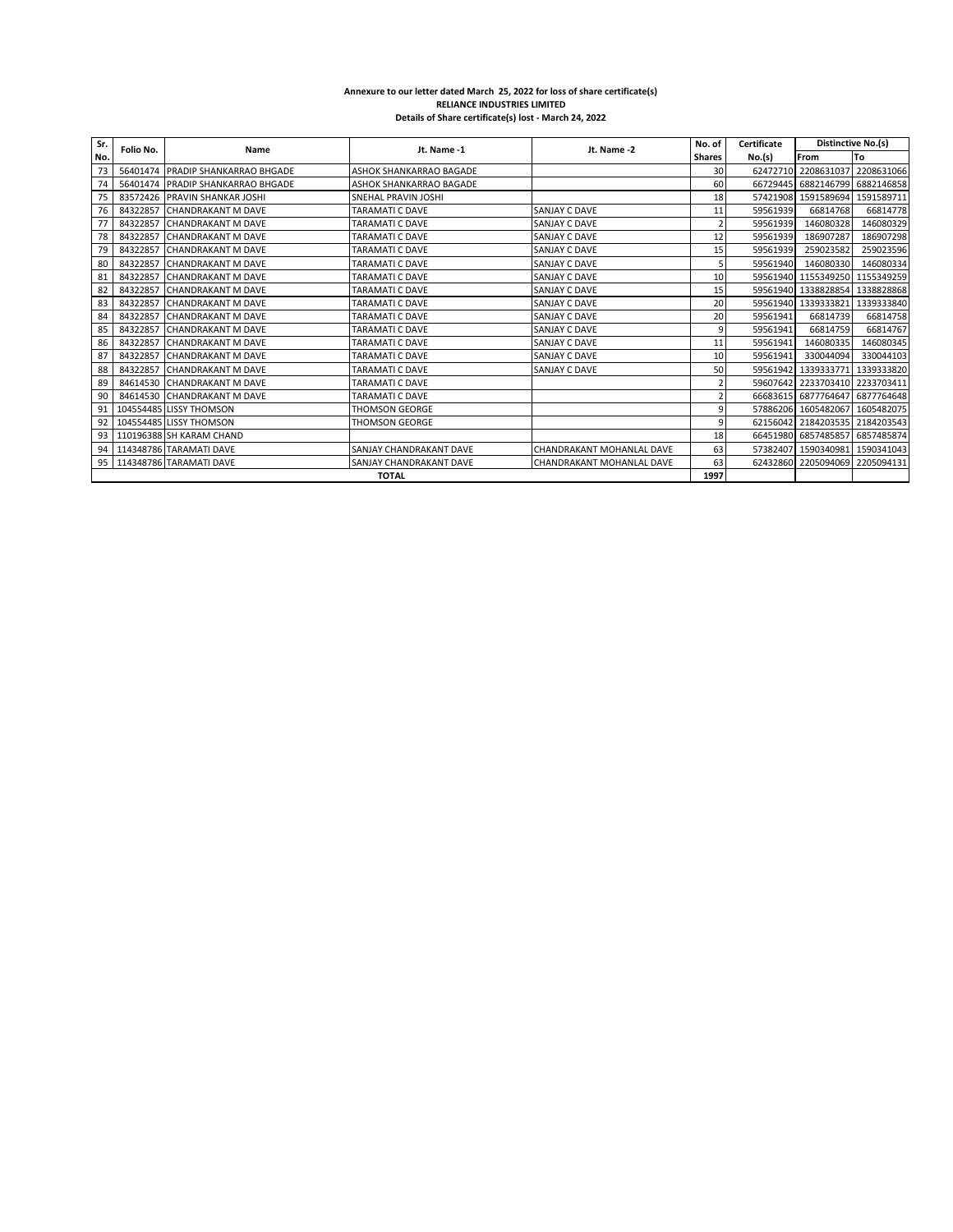**Annexure to our letter dated March 25, 2022 for loss of share certificate(s)**
**RELIANCE INDUSTRIES LIMITED**
**Details of Share certificate(s) lost - March 24, 2022**

| Sr. No. | Folio No. | Name | Jt. Name -1 | Jt. Name -2 | No. of Shares | Certificate No.(s) | Distinctive No.(s) | |
|---|---|---|---|---|---|---|---|---|
| | | | | | | | From | To |
| 73 | 56401474 | PRADIP SHANKARRAO BHGADE | ASHOK SHANKARRAO BAGADE | | 30 | 62472710 | 2208631037 | 2208631066 |
| 74 | 56401474 | PRADIP SHANKARRAO BHGADE | ASHOK SHANKARRAO BAGADE | | 60 | 66729445 | 6882146799 | 6882146858 |
| 75 | 83572426 | PRAVIN SHANKAR JOSHI | SNEHAL PRAVIN JOSHI | | 18 | 57421908 | 1591589694 | 1591589711 |
| 76 | 84322857 | CHANDRAKANT M DAVE | TARAMATI C DAVE | SANJAY C DAVE | 11 | 59561939 | 66814768 | 66814778 |
| 77 | 84322857 | CHANDRAKANT M DAVE | TARAMATI C DAVE | SANJAY C DAVE | 2 | 59561939 | 146080328 | 146080329 |
| 78 | 84322857 | CHANDRAKANT M DAVE | TARAMATI C DAVE | SANJAY C DAVE | 12 | 59561939 | 186907287 | 186907298 |
| 79 | 84322857 | CHANDRAKANT M DAVE | TARAMATI C DAVE | SANJAY C DAVE | 15 | 59561939 | 259023582 | 259023596 |
| 80 | 84322857 | CHANDRAKANT M DAVE | TARAMATI C DAVE | SANJAY C DAVE | 5 | 59561940 | 146080330 | 146080334 |
| 81 | 84322857 | CHANDRAKANT M DAVE | TARAMATI C DAVE | SANJAY C DAVE | 10 | 59561940 | 1155349250 | 1155349259 |
| 82 | 84322857 | CHANDRAKANT M DAVE | TARAMATI C DAVE | SANJAY C DAVE | 15 | 59561940 | 1338828854 | 1338828868 |
| 83 | 84322857 | CHANDRAKANT M DAVE | TARAMATI C DAVE | SANJAY C DAVE | 20 | 59561940 | 1339333821 | 1339333840 |
| 84 | 84322857 | CHANDRAKANT M DAVE | TARAMATI C DAVE | SANJAY C DAVE | 20 | 59561941 | 66814739 | 66814758 |
| 85 | 84322857 | CHANDRAKANT M DAVE | TARAMATI C DAVE | SANJAY C DAVE | 9 | 59561941 | 66814759 | 66814767 |
| 86 | 84322857 | CHANDRAKANT M DAVE | TARAMATI C DAVE | SANJAY C DAVE | 11 | 59561941 | 146080335 | 146080345 |
| 87 | 84322857 | CHANDRAKANT M DAVE | TARAMATI C DAVE | SANJAY C DAVE | 10 | 59561941 | 330044094 | 330044103 |
| 88 | 84322857 | CHANDRAKANT M DAVE | TARAMATI C DAVE | SANJAY C DAVE | 50 | 59561942 | 1339333771 | 1339333820 |
| 89 | 84614530 | CHANDRAKANT M DAVE | TARAMATI C DAVE | | 2 | 59607642 | 2233703410 | 2233703411 |
| 90 | 84614530 | CHANDRAKANT M DAVE | TARAMATI C DAVE | | 2 | 66683615 | 6877764647 | 6877764648 |
| 91 | 104554485 | LISSY THOMSON | THOMSON GEORGE | | 9 | 57886206 | 1605482067 | 1605482075 |
| 92 | 104554485 | LISSY THOMSON | THOMSON GEORGE | | 9 | 62156042 | 2184203535 | 2184203543 |
| 93 | 110196388 | SH KARAM CHAND | | | 18 | 66451980 | 6857485857 | 6857485874 |
| 94 | 114348786 | TARAMATI DAVE | SANJAY CHANDRAKANT DAVE | CHANDRAKANT MOHANLAL DAVE | 63 | 57382407 | 1590340981 | 1590341043 |
| 95 | 114348786 | TARAMATI DAVE | SANJAY CHANDRAKANT DAVE | CHANDRAKANT MOHANLAL DAVE | 63 | 62432860 | 2205094069 | 2205094131 |
| | | | **TOTAL** | | **1997** | | | |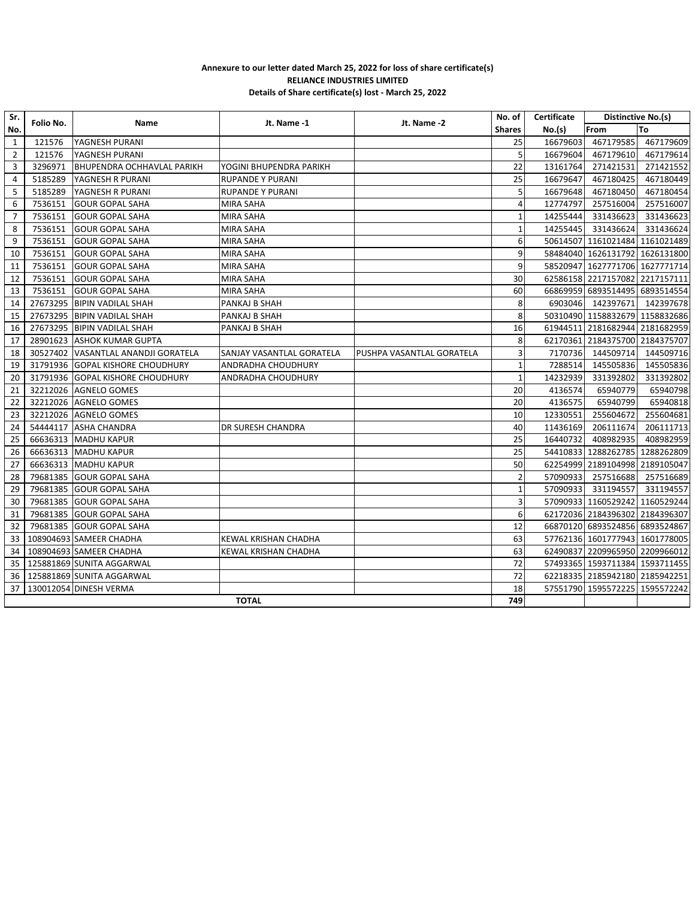**Annexure to our letter dated March 25, 2022 for loss of share certificate(s)**
**RELIANCE INDUSTRIES LIMITED**
**Details of Share certificate(s) lost - March 25, 2022**

| Sr. No. | Folio No. | Name | Jt. Name -1 | Jt. Name -2 | No. of Shares | Certificate No.(s) | Distinctive No.(s) | |
|---|---|---|---|---|---|---|---|---|
| | | | | | | | From | To |
| 1 | 121576 | YAGNESH PURANI | | | 25 | 16679603 | 467179585 | 467179609 |
| 2 | 121576 | YAGNESH PURANI | | | 5 | 16679604 | 467179610 | 467179614 |
| 3 | 3296971 | BHUPENDRA OCHHAVLAL PARIKH | YOGINI BHUPENDRA PARIKH | | 22 | 13161764 | 271421531 | 271421552 |
| 4 | 5185289 | YAGNESH R PURANI | RUPANDE Y PURANI | | 25 | 16679647 | 467180425 | 467180449 |
| 5 | 5185289 | YAGNESH R PURANI | RUPANDE Y PURANI | | 5 | 16679648 | 467180450 | 467180454 |
| 6 | 7536151 | GOUR GOPAL SAHA | MIRA SAHA | | 4 | 12774797 | 257516004 | 257516007 |
| 7 | 7536151 | GOUR GOPAL SAHA | MIRA SAHA | | 1 | 14255444 | 331436623 | 331436623 |
| 8 | 7536151 | GOUR GOPAL SAHA | MIRA SAHA | | 1 | 14255445 | 331436624 | 331436624 |
| 9 | 7536151 | GOUR GOPAL SAHA | MIRA SAHA | | 6 | 50614507 | 1161021484 | 1161021489 |
| 10 | 7536151 | GOUR GOPAL SAHA | MIRA SAHA | | 9 | 58484040 | 1626131792 | 1626131800 |
| 11 | 7536151 | GOUR GOPAL SAHA | MIRA SAHA | | 9 | 58520947 | 1627771706 | 1627771714 |
| 12 | 7536151 | GOUR GOPAL SAHA | MIRA SAHA | | 30 | 62586158 | 2217157082 | 2217157111 |
| 13 | 7536151 | GOUR GOPAL SAHA | MIRA SAHA | | 60 | 66869959 | 6893514495 | 6893514554 |
| 14 | 27673295 | BIPIN VADILAL SHAH | PANKAJ B SHAH | | 8 | 6903046 | 142397671 | 142397678 |
| 15 | 27673295 | BIPIN VADILAL SHAH | PANKAJ B SHAH | | 8 | 50310490 | 1158832679 | 1158832686 |
| 16 | 27673295 | BIPIN VADILAL SHAH | PANKAJ B SHAH | | 16 | 61944511 | 2181682944 | 2181682959 |
| 17 | 28901623 | ASHOK KUMAR GUPTA | | | 8 | 62170361 | 2184375700 | 2184375707 |
| 18 | 30527402 | VASANTLAL ANANDJI GORATELA | SANJAY VASANTLAL GORATELA | PUSHPA VASANTLAL GORATELA | 3 | 7170736 | 144509714 | 144509716 |
| 19 | 31791936 | GOPAL KISHORE CHOUDHURY | ANDRADHA CHOUDHURY | | 1 | 7288514 | 145505836 | 145505836 |
| 20 | 31791936 | GOPAL KISHORE CHOUDHURY | ANDRADHA CHOUDHURY | | 1 | 14232939 | 331392802 | 331392802 |
| 21 | 32212026 | AGNELO GOMES | | | 20 | 4136574 | 65940779 | 65940798 |
| 22 | 32212026 | AGNELO GOMES | | | 20 | 4136575 | 65940799 | 65940818 |
| 23 | 32212026 | AGNELO GOMES | | | 10 | 12330551 | 255604672 | 255604681 |
| 24 | 54444117 | ASHA CHANDRA | DR SURESH CHANDRA | | 40 | 11436169 | 206111674 | 206111713 |
| 25 | 66636313 | MADHU KAPUR | | | 25 | 16440732 | 408982935 | 408982959 |
| 26 | 66636313 | MADHU KAPUR | | | 25 | 54410833 | 1288262785 | 1288262809 |
| 27 | 66636313 | MADHU KAPUR | | | 50 | 62254999 | 2189104998 | 2189105047 |
| 28 | 79681385 | GOUR GOPAL SAHA | | | 2 | 57090933 | 257516688 | 257516689 |
| 29 | 79681385 | GOUR GOPAL SAHA | | | 1 | 57090933 | 331194557 | 331194557 |
| 30 | 79681385 | GOUR GOPAL SAHA | | | 3 | 57090933 | 1160529242 | 1160529244 |
| 31 | 79681385 | GOUR GOPAL SAHA | | | 6 | 62172036 | 2184396302 | 2184396307 |
| 32 | 79681385 | GOUR GOPAL SAHA | | | 12 | 66870120 | 6893524856 | 6893524867 |
| 33 | 108904693 | SAMEER CHADHA | KEWAL KRISHAN CHADHA | | 63 | 57762136 | 1601777943 | 1601778005 |
| 34 | 108904693 | SAMEER CHADHA | KEWAL KRISHAN CHADHA | | 63 | 62490837 | 2209965950 | 2209966012 |
| 35 | 125881869 | SUNITA AGGARWAL | | | 72 | 57493365 | 1593711384 | 1593711455 |
| 36 | 125881869 | SUNITA AGGARWAL | | | 72 | 62218335 | 2185942180 | 2185942251 |
| 37 | 130012054 | DINESH VERMA | | | 18 | 57551790 | 1595572225 | 1595572242 |
| **TOTAL** | | | | | **749** | | | |